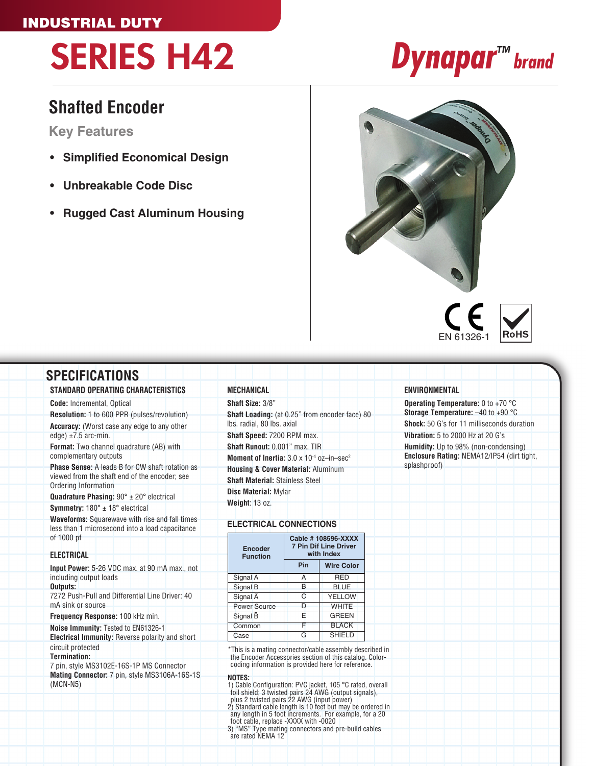INDUSTRIAL DUTY

# SERIES H42

Dynapar™ brand

## Shafted Encoder

### Key Features

- **Simplified Economical Design**
- **Unbreakable Code Disc**
- **Rugged Cast Aluminum Housing**

EN 61326-1

RoHS

## SPECIFICATIONS

### STANDARD OPERATING CHARACTERISTICS

**Code:** Incremental, Optical

**Resolution:** 1 to 600 PPR (pulses/revolution)

**Accuracy:** (Worst case any edge to any other edge) ±7.5 arc-min.

**Format:** Two channel quadrature (AB) with complementary outputs

**Phase Sense:** A leads B for CW shaft rotation as viewed from the shaft end of the encoder; see Ordering Information

**Quadrature Phasing:** 90° ± 20° electrical

**Symmetry:** 180° ± 18° electrical

**Waveforms:** Squarewave with rise and fall times less than 1 microsecond into a load capacitance of 1000 pf

### ELECTRICAL

**Input Power:** 5-26 VDC max. at 90 mA max., not including output loads

**Outputs:**
7272 Push-Pull and Differential Line Driver: 40 mA sink or source

**Frequency Response:** 100 kHz min.

**Noise Immunity:** Tested to EN61326-1

**Electrical Immunity:** Reverse polarity and short circuit protected

**Termination:**
7 pin, style MS3102E-16S-1P MS Connector

**Mating Connector:** 7 pin, style MS3106A-16S-1S (MCN-N5)

### MECHANICAL

**Shaft Size:** 3/8”

**Shaft Loading:** (at 0.25” from encoder face) 80 lbs. radial, 80 lbs. axial

**Shaft Speed:** 7200 RPM max.

**Shaft Runout:** 0.001” max. TIR

**Moment of Inertia:** $3.0 \times 10^{-4}$ oz–in–sec$^2$

**Housing & Cover Material:** Aluminum

**Shaft Material:** Stainless Steel

**Disc Material:** Mylar

**Weight**: 13 oz.

### ELECTRICAL CONNECTIONS

| Encoder Function | Cable # 108596-XXXX 7 Pin Dif Line Driver with Index | |
|---|---|---|
| | Pin | Wire Color |
| Signal A | A | RED |
| Signal B | B | BLUE |
| Signal $\bar{A}$ | C | YELLOW |
| Power Source | D | WHITE |
| Signal $\bar{B}$ | E | GREEN |
| Common | F | BLACK |
| Case | G | SHIELD |

*This is a mating connector/cable assembly described in the Encoder Accessories section of this catalog. Color-coding information is provided here for reference.

**NOTES:**
1) Cable Configuration: PVC jacket, 105 °C rated, overall foil shield; 3 twisted pairs 24 AWG (output signals), plus 2 twisted pairs 22 AWG (input power)
2) Standard cable length is 10 feet but may be ordered in any length in 5 foot increments. For example, for a 20 foot cable, replace -XXXX with -0020
3) “MS” Type mating connectors and pre-build cables are rated NEMA 12

### ENVIRONMENTAL

**Operating Temperature:** 0 to +70 °C
**Storage Temperature:** –40 to +90 °C

**Shock:** 50 G’s for 11 milliseconds duration

**Vibration:** 5 to 2000 Hz at 20 G’s

**Humidity:** Up to 98% (non-condensing)
**Enclosure Rating:** NEMA12/IP54 (dirt tight, splashproof)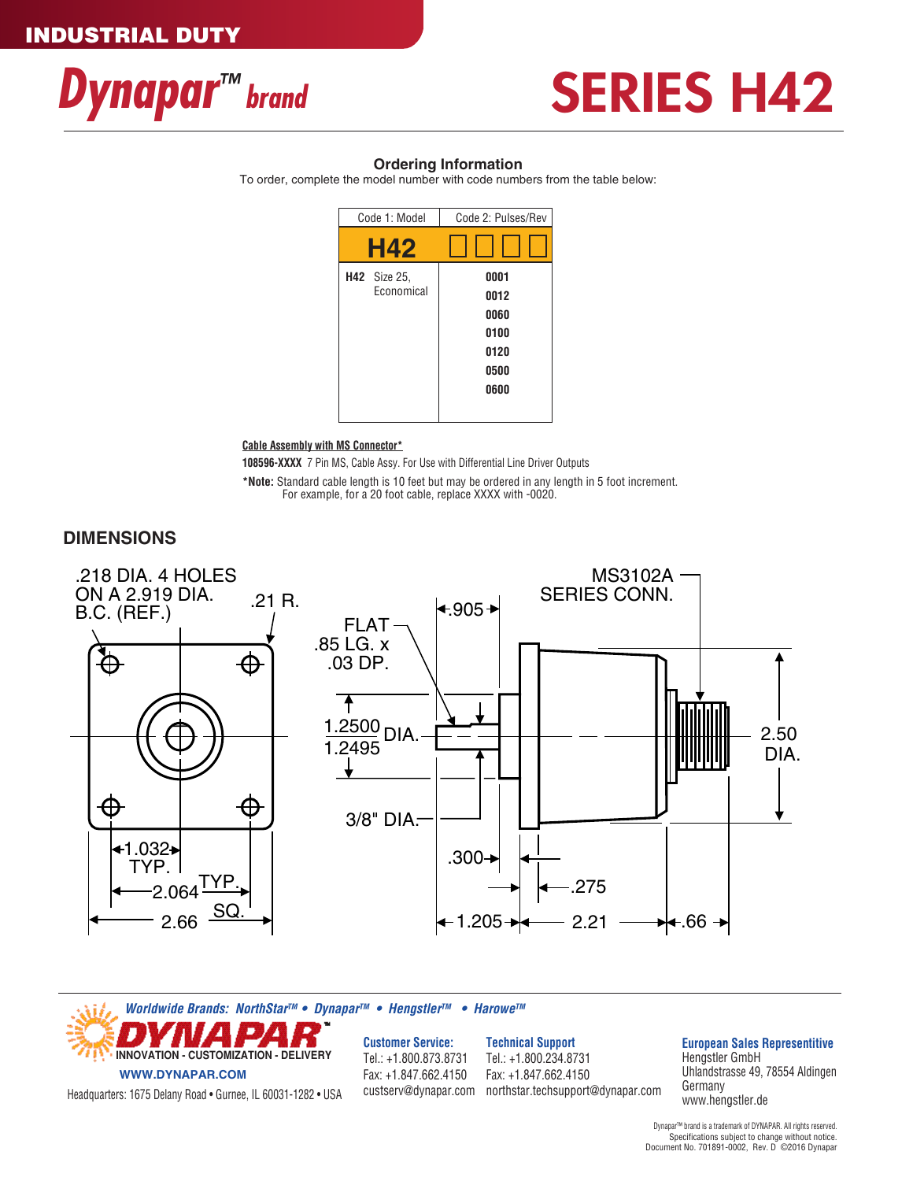INDUSTRIAL DUTY

**Dynapar™ brand**

# SERIES H42

## Ordering Information

To order, complete the model number with code numbers from the table below:

| Code 1: Model | Code 2: Pulses/Rev |
|---|---|
| **H42** | ☐☐☐☐ |
| **H42** Size 25, Economical | **0001**<br>**0012**<br>**0060**<br>**0100**<br>**0120**<br>**0500**<br>**0600** |

**Cable Assembly with MS Connector***

**108596-XXXX** 7 Pin MS, Cable Assy. For Use with Differential Line Driver Outputs

***Note:** Standard cable length is 10 feet but may be ordered in any length in 5 foot increment. For example, for a 20 foot cable, replace XXXX with -0020.

## DIMENSIONS

.218 DIA. 4 HOLES
ON A 2.919 DIA.
B.C. (REF.)
.21 R.
1.032
TYP.
2.064
TYP.
2.66
SQ.
FLAT
.85 LG. x
.03 DP.
.905
MS3102A
SERIES CONN.
1.2500
1.2495
DIA.
3/8" DIA.
2.50
DIA.
.300
.275
1.205
2.21
.66

*Worldwide Brands: NorthStar™ • Dynapar™ • Hengstler™ • Harowe™*

DYNAPAR™
INNOVATION - CUSTOMIZATION - DELIVERY
WWW.DYNAPAR.COM
Headquarters: 1675 Delany Road • Gurnee, IL 60031-1282 • USA

**Customer Service:**
Tel.: +1.800.873.8731
Fax: +1.847.662.4150
custserv@dynapar.com

**Technical Support**
Tel.: +1.800.234.8731
Fax: +1.847.662.4150
northstar.techsupport@dynapar.com

**European Sales Representitive**
Hengstler GmbH
Uhlandstrasse 49, 78554 Aldingen
Germany
www.hengstler.de

Dynapar™ brand is a trademark of DYNAPAR. All rights reserved.
Specifications subject to change without notice.
Document No. 701891-0002, Rev. D ©2016 Dynapar